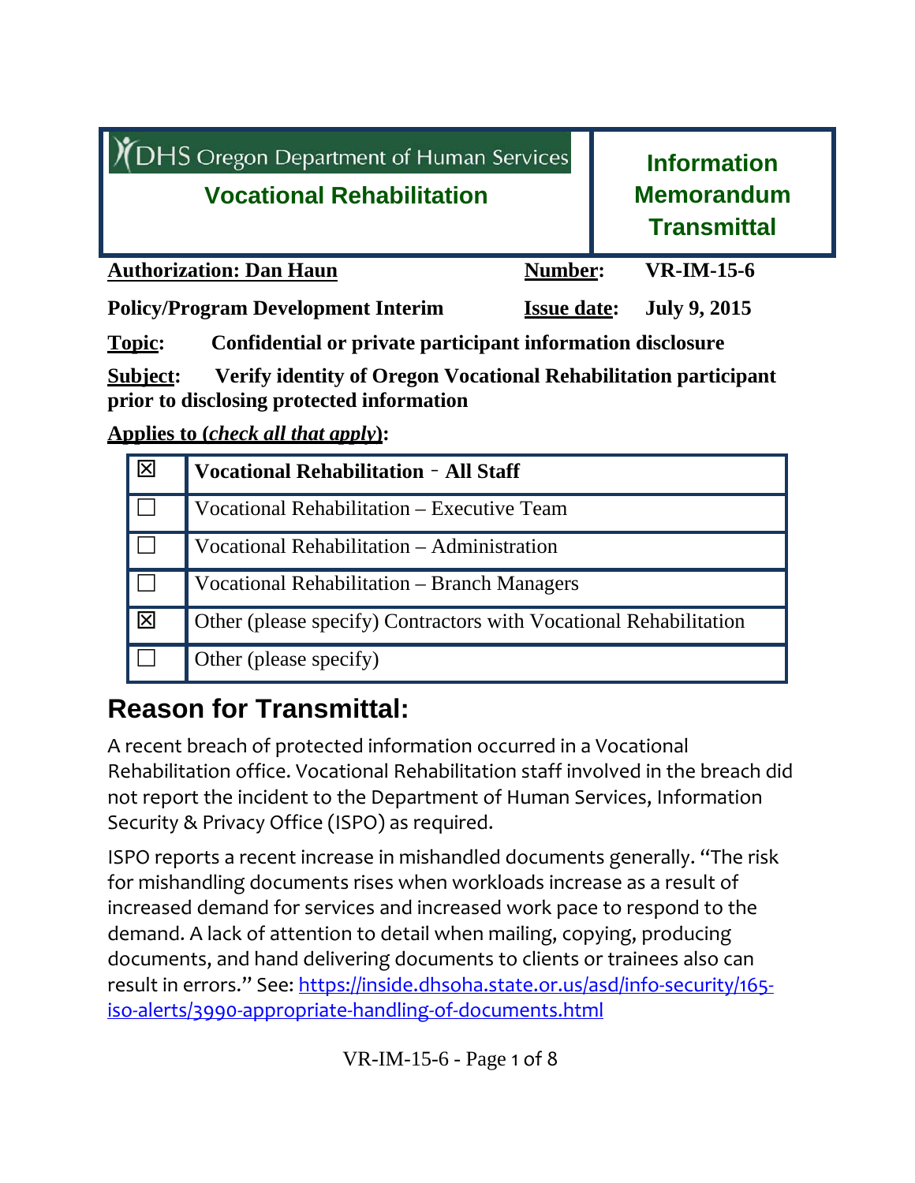| DHS Oregon Department of Human Services<br>**Vocational Rehabilitation** | **Information Memorandum Transmittal** |
|---|---|

**Authorization: Dan Haun** **Number:** **VR-IM-15-6**

**Policy/Program Development Interim** **Issue date:** **July 9, 2015**

**Topic:** **Confidential or private participant information disclosure**

**Subject:** **Verify identity of Oregon Vocational Rehabilitation participant prior to disclosing protected information**

**Applies to (*check all that apply*):**

| | |
|---|---|
| ☒ | **Vocational Rehabilitation ‑ All Staff** |
| ☐ | Vocational Rehabilitation – Executive Team |
| ☐ | Vocational Rehabilitation – Administration |
| ☐ | Vocational Rehabilitation – Branch Managers |
| ☒ | Other (please specify) Contractors with Vocational Rehabilitation |
| ☐ | Other (please specify) |

## Reason for Transmittal:

A recent breach of protected information occurred in a Vocational Rehabilitation office. Vocational Rehabilitation staff involved in the breach did not report the incident to the Department of Human Services, Information Security & Privacy Office (ISPO) as required.

ISPO reports a recent increase in mishandled documents generally. "The risk for mishandling documents rises when workloads increase as a result of increased demand for services and increased work pace to respond to the demand. A lack of attention to detail when mailing, copying, producing documents, and hand delivering documents to clients or trainees also can result in errors." See: https://inside.dhsoha.state.or.us/asd/info-security/165-iso-alerts/3990-appropriate-handling-of-documents.html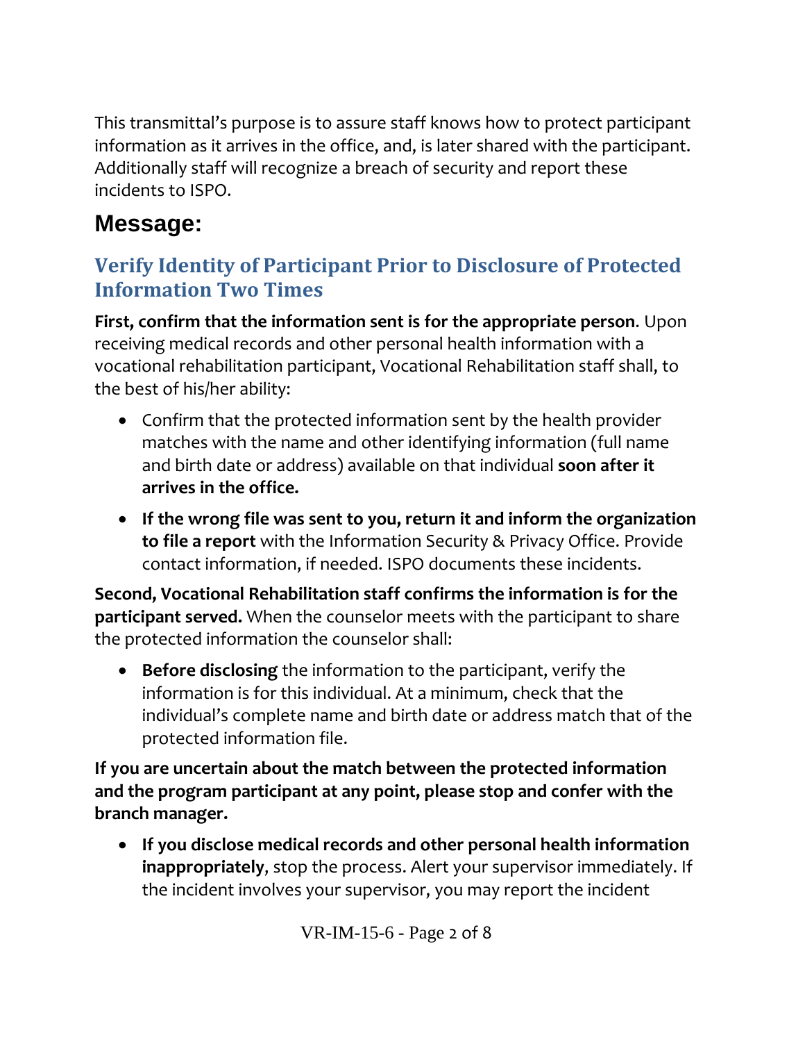This transmittal's purpose is to assure staff knows how to protect participant information as it arrives in the office, and, is later shared with the participant. Additionally staff will recognize a breach of security and report these incidents to ISPO.

# Message:

## Verify Identity of Participant Prior to Disclosure of Protected Information Two Times

**First, confirm that the information sent is for the appropriate person**. Upon receiving medical records and other personal health information with a vocational rehabilitation participant, Vocational Rehabilitation staff shall, to the best of his/her ability:

- Confirm that the protected information sent by the health provider matches with the name and other identifying information (full name and birth date or address) available on that individual **soon after it arrives in the office.**
- **If the wrong file was sent to you, return it and inform the organization to file a report** with the Information Security & Privacy Office. Provide contact information, if needed. ISPO documents these incidents.

**Second, Vocational Rehabilitation staff confirms the information is for the participant served.** When the counselor meets with the participant to share the protected information the counselor shall:

- **Before disclosing** the information to the participant, verify the information is for this individual. At a minimum, check that the individual's complete name and birth date or address match that of the protected information file.

**If you are uncertain about the match between the protected information and the program participant at any point, please stop and confer with the branch manager.**

- **If you disclose medical records and other personal health information inappropriately**, stop the process. Alert your supervisor immediately. If the incident involves your supervisor, you may report the incident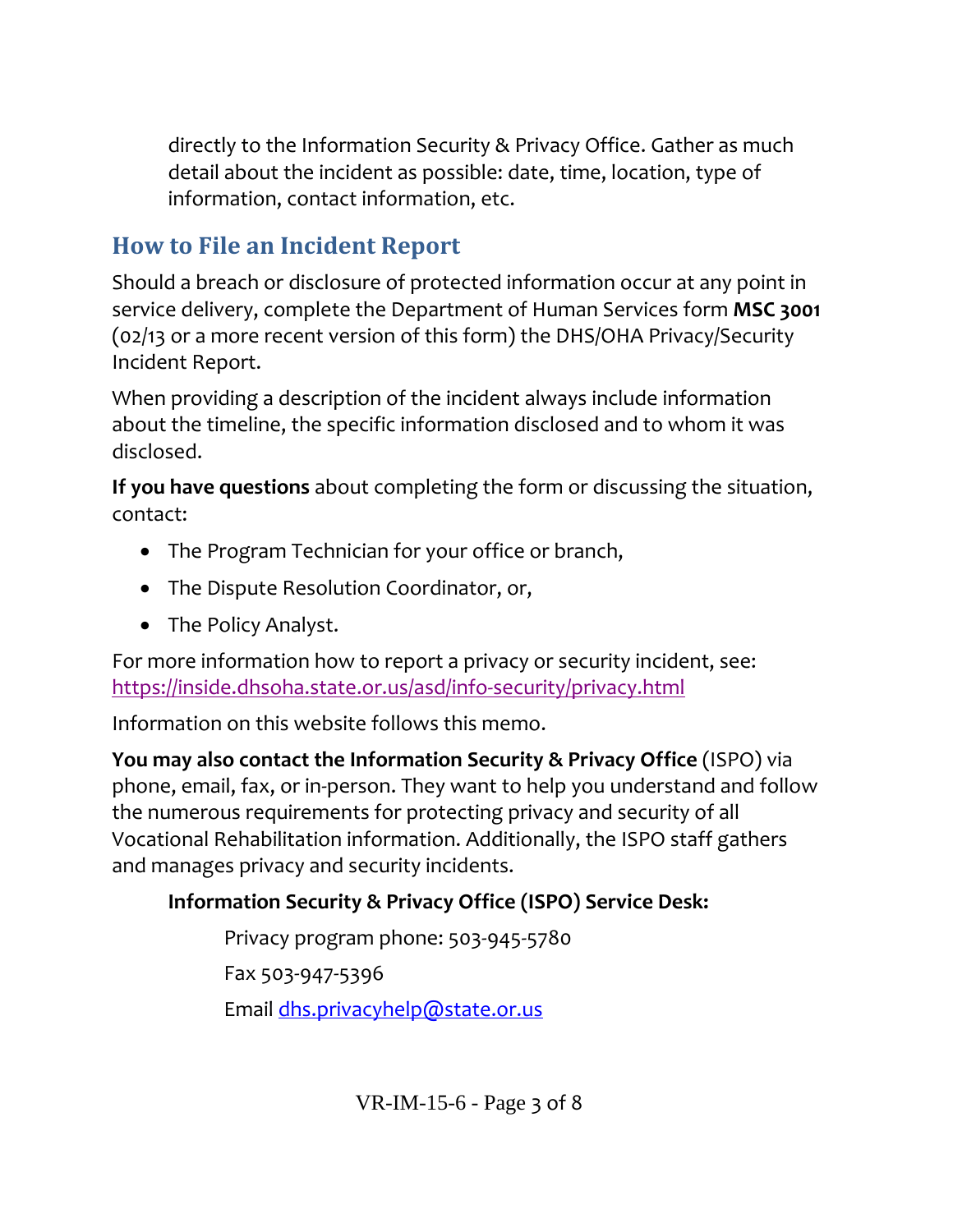directly to the Information Security & Privacy Office. Gather as much detail about the incident as possible: date, time, location, type of information, contact information, etc.

## How to File an Incident Report

Should a breach or disclosure of protected information occur at any point in service delivery, complete the Department of Human Services form **MSC 3001** (02/13 or a more recent version of this form) the DHS/OHA Privacy/Security Incident Report.

When providing a description of the incident always include information about the timeline, the specific information disclosed and to whom it was disclosed.

**If you have questions** about completing the form or discussing the situation, contact:

- The Program Technician for your office or branch,
- The Dispute Resolution Coordinator, or,
- The Policy Analyst.

For more information how to report a privacy or security incident, see: https://inside.dhsoha.state.or.us/asd/info-security/privacy.html

Information on this website follows this memo.

**You may also contact the Information Security & Privacy Office** (ISPO) via phone, email, fax, or in-person. They want to help you understand and follow the numerous requirements for protecting privacy and security of all Vocational Rehabilitation information. Additionally, the ISPO staff gathers and manages privacy and security incidents.

**Information Security & Privacy Office (ISPO) Service Desk:**

Privacy program phone: 503-945-5780

Fax 503-947-5396

Email dhs.privacyhelp@state.or.us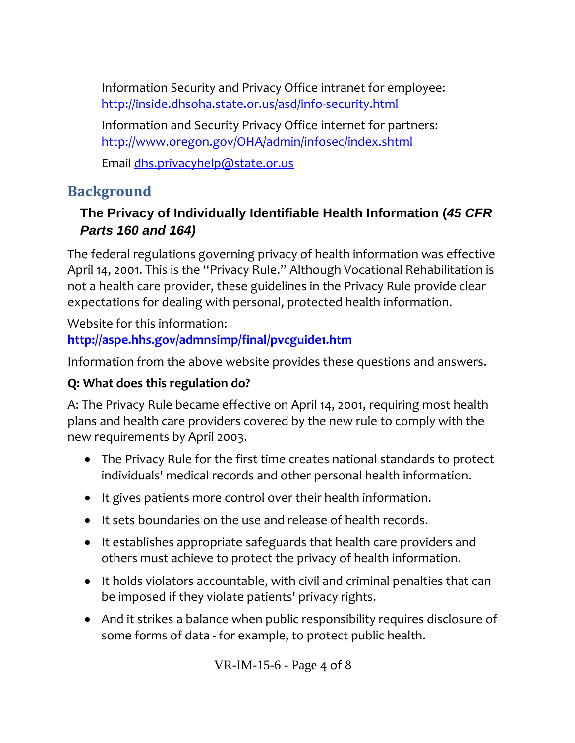Information Security and Privacy Office intranet for employee: http://inside.dhsoha.state.or.us/asd/info-security.html

Information and Security Privacy Office internet for partners: http://www.oregon.gov/OHA/admin/infosec/index.shtml

Email dhs.privacyhelp@state.or.us

## Background

### The Privacy of Individually Identifiable Health Information (*45 CFR Parts 160 and 164)*

The federal regulations governing privacy of health information was effective April 14, 2001. This is the "Privacy Rule." Although Vocational Rehabilitation is not a health care provider, these guidelines in the Privacy Rule provide clear expectations for dealing with personal, protected health information.

Website for this information:
**http://aspe.hhs.gov/admnsimp/final/pvcguide1.htm**

Information from the above website provides these questions and answers.

**Q: What does this regulation do?**

A: The Privacy Rule became effective on April 14, 2001, requiring most health plans and health care providers covered by the new rule to comply with the new requirements by April 2003.

- The Privacy Rule for the first time creates national standards to protect individuals' medical records and other personal health information.
- It gives patients more control over their health information.
- It sets boundaries on the use and release of health records.
- It establishes appropriate safeguards that health care providers and others must achieve to protect the privacy of health information.
- It holds violators accountable, with civil and criminal penalties that can be imposed if they violate patients' privacy rights.
- And it strikes a balance when public responsibility requires disclosure of some forms of data - for example, to protect public health.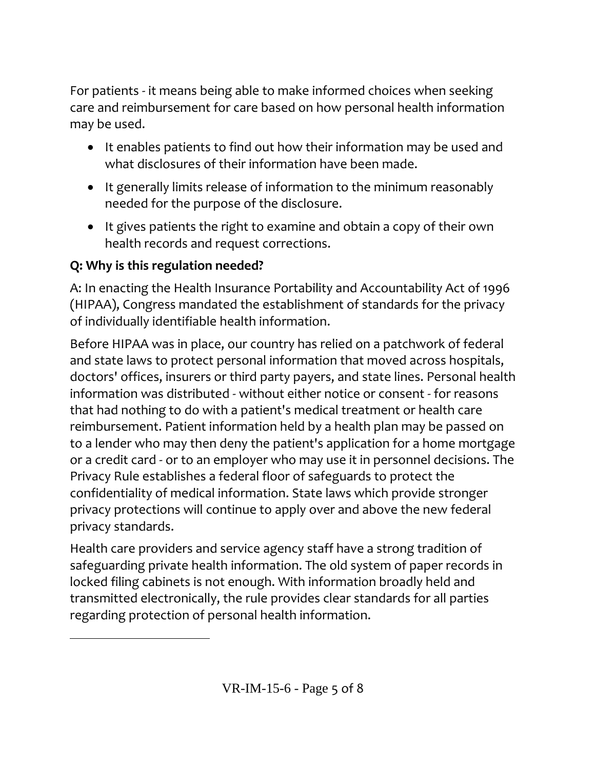For patients - it means being able to make informed choices when seeking care and reimbursement for care based on how personal health information may be used.

- It enables patients to find out how their information may be used and what disclosures of their information have been made.
- It generally limits release of information to the minimum reasonably needed for the purpose of the disclosure.
- It gives patients the right to examine and obtain a copy of their own health records and request corrections.

**Q: Why is this regulation needed?**

A: In enacting the Health Insurance Portability and Accountability Act of 1996 (HIPAA), Congress mandated the establishment of standards for the privacy of individually identifiable health information.

Before HIPAA was in place, our country has relied on a patchwork of federal and state laws to protect personal information that moved across hospitals, doctors' offices, insurers or third party payers, and state lines. Personal health information was distributed - without either notice or consent - for reasons that had nothing to do with a patient's medical treatment or health care reimbursement. Patient information held by a health plan may be passed on to a lender who may then deny the patient's application for a home mortgage or a credit card - or to an employer who may use it in personnel decisions. The Privacy Rule establishes a federal floor of safeguards to protect the confidentiality of medical information. State laws which provide stronger privacy protections will continue to apply over and above the new federal privacy standards.

Health care providers and service agency staff have a strong tradition of safeguarding private health information. The old system of paper records in locked filing cabinets is not enough. With information broadly held and transmitted electronically, the rule provides clear standards for all parties regarding protection of personal health information.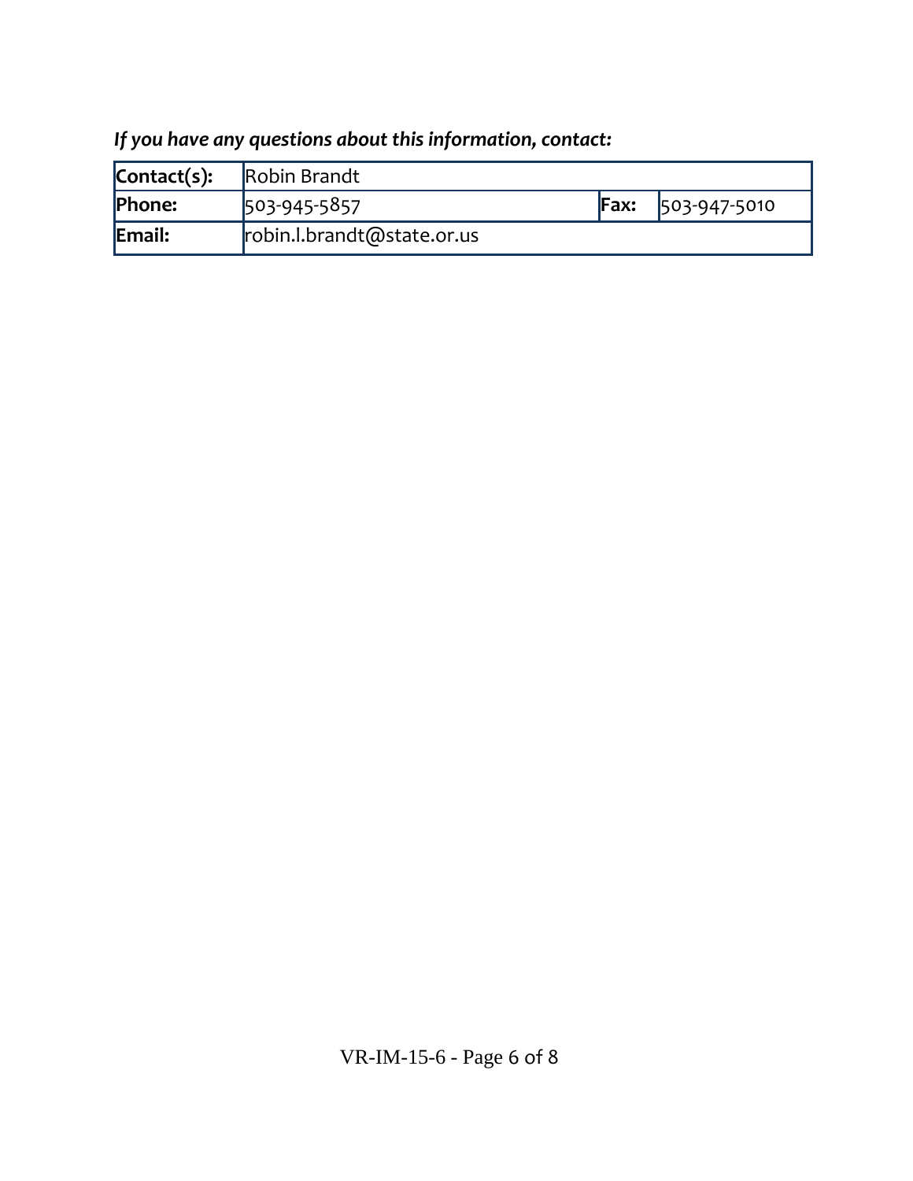***If you have any questions about this information, contact:***

| **Contact(s):** | Robin Brandt | | |
|---|---|---|---|
| **Phone:** | 503-945-5857 | **Fax:** | 503-947-5010 |
| **Email:** | robin.l.brandt@state.or.us | | |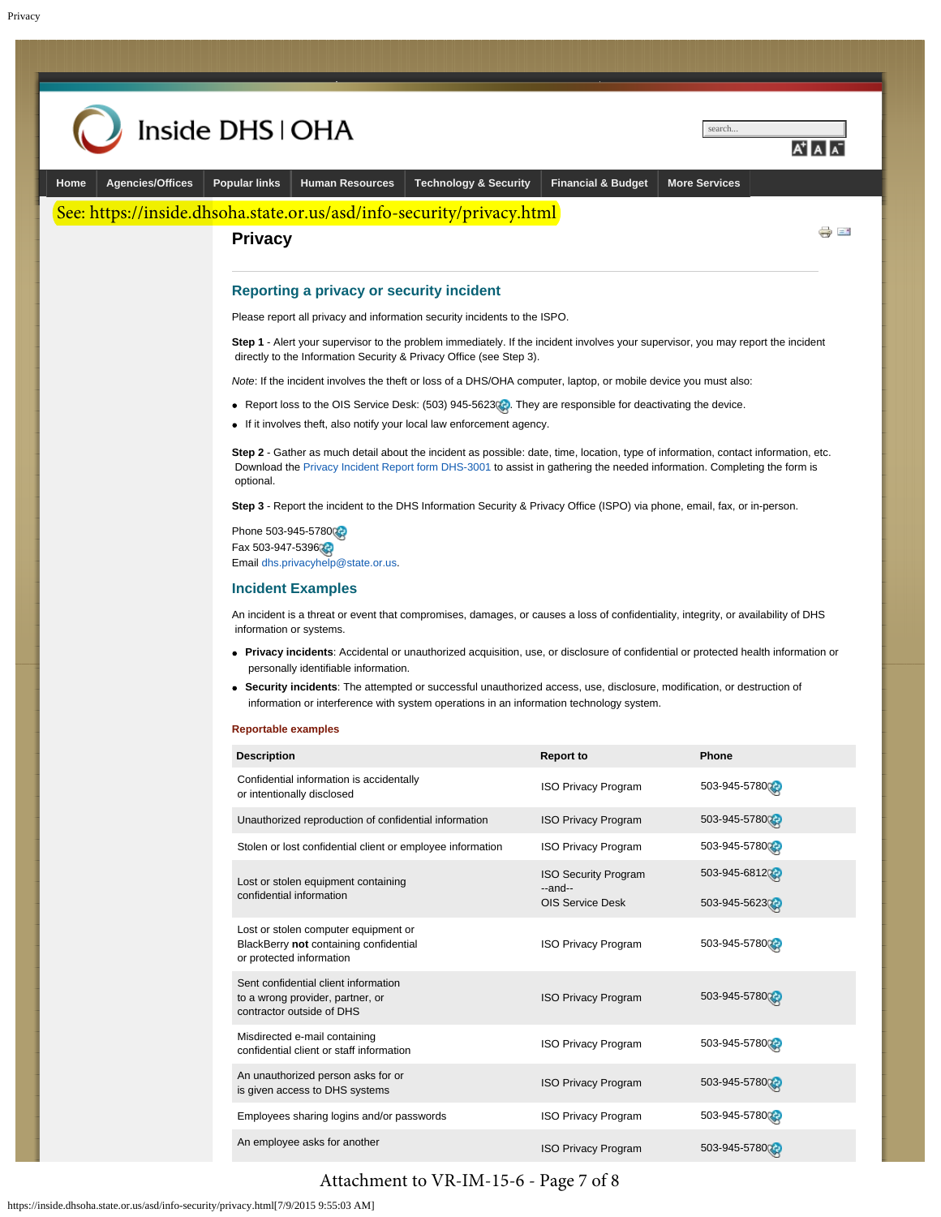See: https://inside.dhsoha.state.or.us/asd/info-security/privacy.html

# Privacy

## Reporting a privacy or security incident

Please report all privacy and information security incidents to the ISPO.

**Step 1** - Alert your supervisor to the problem immediately. If the incident involves your supervisor, you may report the incident directly to the Information Security & Privacy Office (see Step 3).

*Note*: If the incident involves the theft or loss of a DHS/OHA computer, laptop, or mobile device you must also:

- Report loss to the OIS Service Desk: (503) 945-5623. They are responsible for deactivating the device.
- If it involves theft, also notify your local law enforcement agency.

**Step 2** - Gather as much detail about the incident as possible: date, time, location, type of information, contact information, etc. Download the Privacy Incident Report form DHS-3001 to assist in gathering the needed information. Completing the form is optional.

**Step 3** - Report the incident to the DHS Information Security & Privacy Office (ISPO) via phone, email, fax, or in-person.

Phone 503-945-5780
Fax 503-947-5396
Email dhs.privacyhelp@state.or.us.

## Incident Examples

An incident is a threat or event that compromises, damages, or causes a loss of confidentiality, integrity, or availability of DHS information or systems.

- **Privacy incidents**: Accidental or unauthorized acquisition, use, or disclosure of confidential or protected health information or personally identifiable information.
- **Security incidents**: The attempted or successful unauthorized access, use, disclosure, modification, or destruction of information or interference with system operations in an information technology system.

### Reportable examples

| Description | Report to | Phone |
|---|---|---|
| Confidential information is accidentally or intentionally disclosed | ISO Privacy Program | 503-945-5780 |
| Unauthorized reproduction of confidential information | ISO Privacy Program | 503-945-5780 |
| Stolen or lost confidential client or employee information | ISO Privacy Program | 503-945-5780 |
| Lost or stolen equipment containing confidential information | ISO Security Program --and-- OIS Service Desk | 503-945-6812 503-945-5623 |
| Lost or stolen computer equipment or BlackBerry **not** containing confidential or protected information | ISO Privacy Program | 503-945-5780 |
| Sent confidential client information to a wrong provider, partner, or contractor outside of DHS | ISO Privacy Program | 503-945-5780 |
| Misdirected e-mail containing confidential client or staff information | ISO Privacy Program | 503-945-5780 |
| An unauthorized person asks for or is given access to DHS systems | ISO Privacy Program | 503-945-5780 |
| Employees sharing logins and/or passwords | ISO Privacy Program | 503-945-5780 |
| An employee asks for another | ISO Privacy Program | 503-945-5780 |

Attachment to VR-IM-15-6 - Page 7 of 8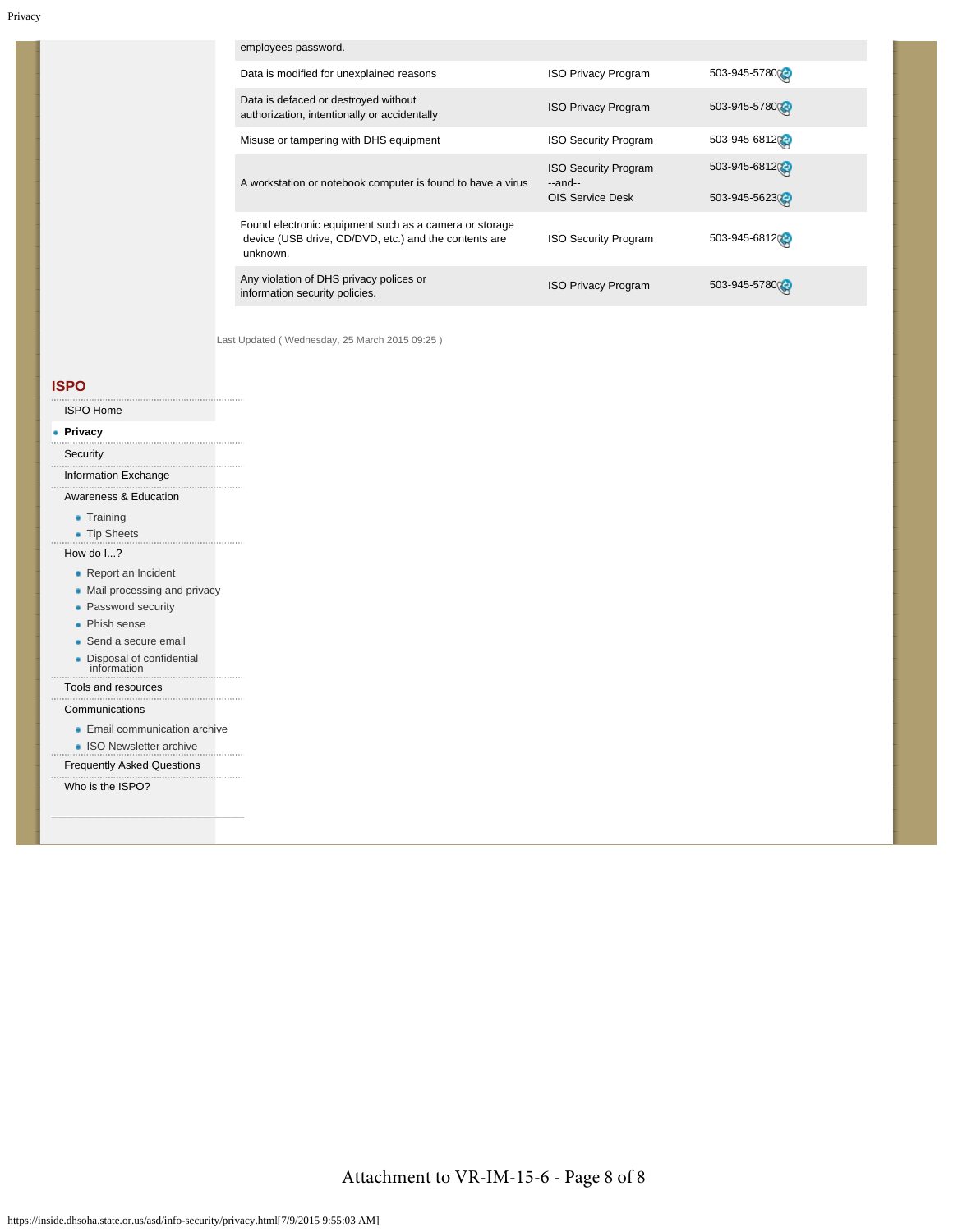| | | |
|---|---|---|
| employees password. | | |
| Data is modified for unexplained reasons | ISO Privacy Program | 503-945-5780 |
| Data is defaced or destroyed without authorization, intentionally or accidentally | ISO Privacy Program | 503-945-5780 |
| Misuse or tampering with DHS equipment | ISO Security Program | 503-945-6812 |
| A workstation or notebook computer is found to have a virus | ISO Security Program --and-- OIS Service Desk | 503-945-6812 503-945-5623 |
| Found electronic equipment such as a camera or storage device (USB drive, CD/DVD, etc.) and the contents are unknown. | ISO Security Program | 503-945-6812 |
| Any violation of DHS privacy polices or information security policies. | ISO Privacy Program | 503-945-5780 |

Last Updated ( Wednesday, 25 March 2015 09:25 )

## ISPO

- ISPO Home
- **Privacy**
- Security
- Information Exchange
- Awareness & Education
  - Training
  - Tip Sheets
- How do I...?
  - Report an Incident
  - Mail processing and privacy
  - Password security
  - Phish sense
  - Send a secure email
  - Disposal of confidential information
- Tools and resources
- Communications
  - Email communication archive
  - ISO Newsletter archive
- Frequently Asked Questions
- Who is the ISPO?

Attachment to VR-IM-15-6 - Page 8 of 8